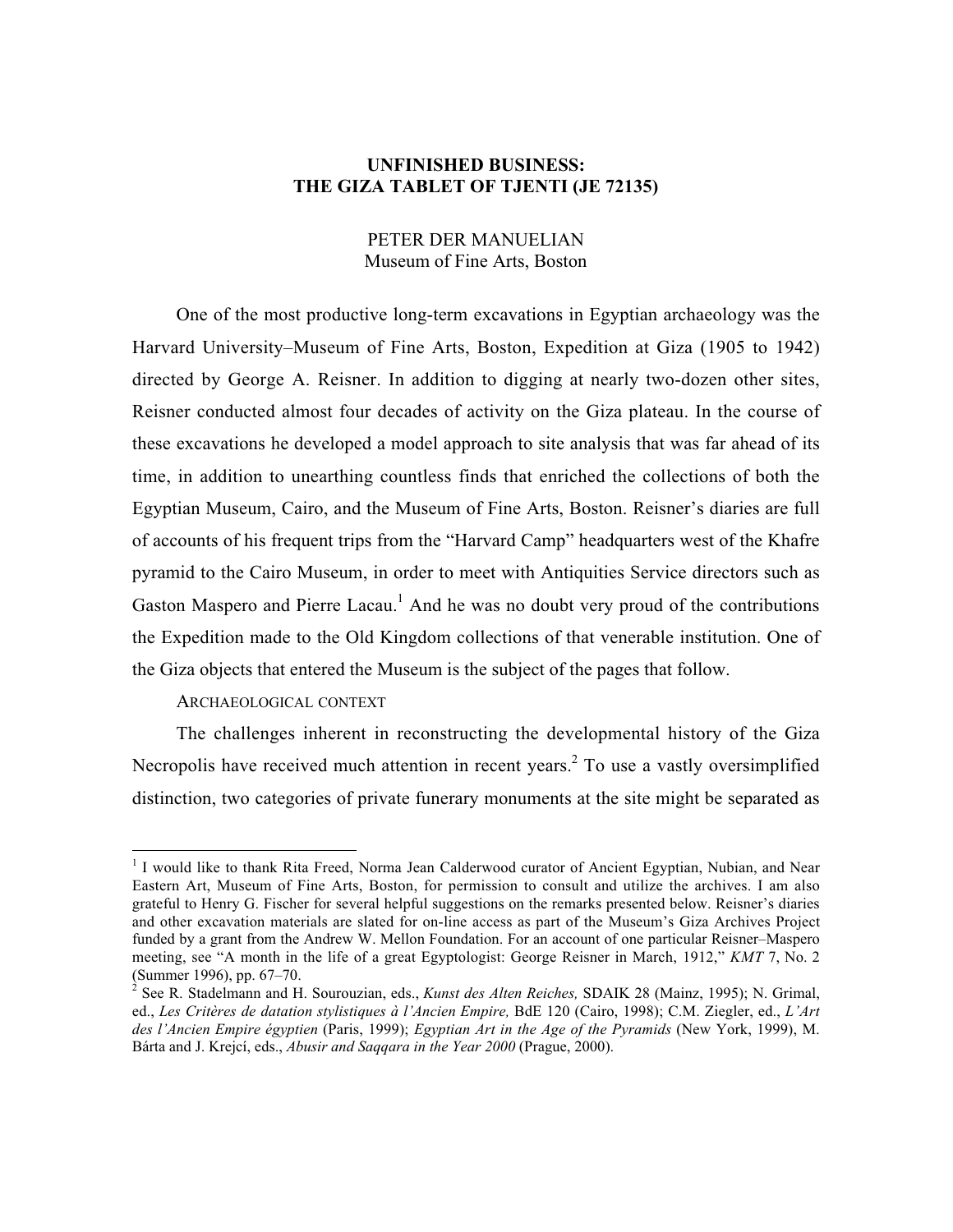# UNFINISHED BUSINESS: THE GIZA TABLET OF TJENTI (JE 72135)

PETER DER MANUELIAN
Museum of Fine Arts, Boston

One of the most productive long-term excavations in Egyptian archaeology was the Harvard University–Museum of Fine Arts, Boston, Expedition at Giza (1905 to 1942) directed by George A. Reisner. In addition to digging at nearly two-dozen other sites, Reisner conducted almost four decades of activity on the Giza plateau. In the course of these excavations he developed a model approach to site analysis that was far ahead of its time, in addition to unearthing countless finds that enriched the collections of both the Egyptian Museum, Cairo, and the Museum of Fine Arts, Boston. Reisner's diaries are full of accounts of his frequent trips from the "Harvard Camp" headquarters west of the Khafre pyramid to the Cairo Museum, in order to meet with Antiquities Service directors such as Gaston Maspero and Pierre Lacau.[1] And he was no doubt very proud of the contributions the Expedition made to the Old Kingdom collections of that venerable institution. One of the Giza objects that entered the Museum is the subject of the pages that follow.

## ARCHAEOLOGICAL CONTEXT

The challenges inherent in reconstructing the developmental history of the Giza Necropolis have received much attention in recent years.[2] To use a vastly oversimplified distinction, two categories of private funerary monuments at the site might be separated as

---

[1] I would like to thank Rita Freed, Norma Jean Calderwood curator of Ancient Egyptian, Nubian, and Near Eastern Art, Museum of Fine Arts, Boston, for permission to consult and utilize the archives. I am also grateful to Henry G. Fischer for several helpful suggestions on the remarks presented below. Reisner's diaries and other excavation materials are slated for on-line access as part of the Museum's Giza Archives Project funded by a grant from the Andrew W. Mellon Foundation. For an account of one particular Reisner–Maspero meeting, see "A month in the life of a great Egyptologist: George Reisner in March, 1912," *KMT* 7, No. 2 (Summer 1996), pp. 67–70.

[2] See R. Stadelmann and H. Sourouzian, eds., *Kunst des Alten Reiches,* SDAIK 28 (Mainz, 1995); N. Grimal, ed., *Les Critères de datation stylistiques à l'Ancien Empire,* BdE 120 (Cairo, 1998); C.M. Ziegler, ed., *L'Art des l'Ancien Empire égyptien* (Paris, 1999); *Egyptian Art in the Age of the Pyramids* (New York, 1999), M. Bárta and J. Krejcí, eds., *Abusir and Saqqara in the Year 2000* (Prague, 2000).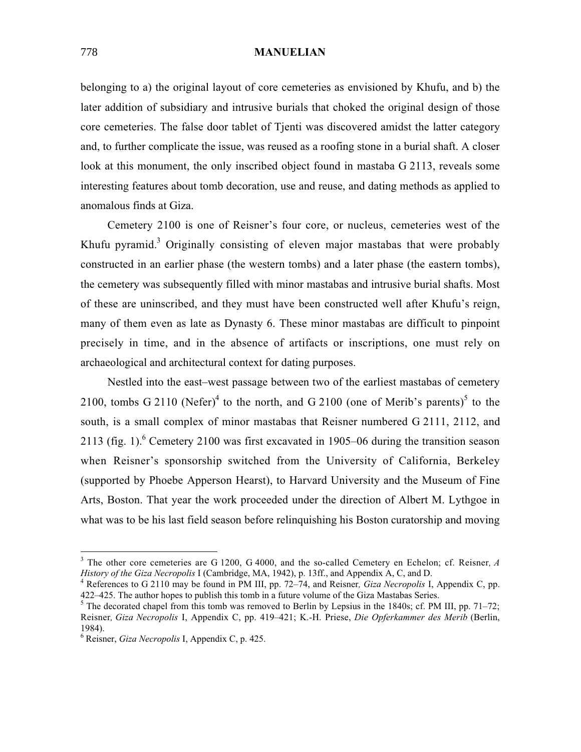belonging to a) the original layout of core cemeteries as envisioned by Khufu, and b) the later addition of subsidiary and intrusive burials that choked the original design of those core cemeteries. The false door tablet of Tjenti was discovered amidst the latter category and, to further complicate the issue, was reused as a roofing stone in a burial shaft. A closer look at this monument, the only inscribed object found in mastaba G 2113, reveals some interesting features about tomb decoration, use and reuse, and dating methods as applied to anomalous finds at Giza.

Cemetery 2100 is one of Reisner's four core, or nucleus, cemeteries west of the Khufu pyramid.[3] Originally consisting of eleven major mastabas that were probably constructed in an earlier phase (the western tombs) and a later phase (the eastern tombs), the cemetery was subsequently filled with minor mastabas and intrusive burial shafts. Most of these are uninscribed, and they must have been constructed well after Khufu's reign, many of them even as late as Dynasty 6. These minor mastabas are difficult to pinpoint precisely in time, and in the absence of artifacts or inscriptions, one must rely on archaeological and architectural context for dating purposes.

Nestled into the east–west passage between two of the earliest mastabas of cemetery 2100, tombs G 2110 (Nefer)[4] to the north, and G 2100 (one of Merib's parents)[5] to the south, is a small complex of minor mastabas that Reisner numbered G 2111, 2112, and 2113 (fig. 1).[6] Cemetery 2100 was first excavated in 1905–06 during the transition season when Reisner's sponsorship switched from the University of California, Berkeley (supported by Phoebe Apperson Hearst), to Harvard University and the Museum of Fine Arts, Boston. That year the work proceeded under the direction of Albert M. Lythgoe in what was to be his last field season before relinquishing his Boston curatorship and moving

---

[3] The other core cemeteries are G 1200, G 4000, and the so-called Cemetery en Echelon; cf. Reisner, *A History of the Giza Necropolis* I (Cambridge, MA, 1942), p. 13ff., and Appendix A, C, and D.

[4] References to G 2110 may be found in PM III, pp. 72–74, and Reisner, *Giza Necropolis* I, Appendix C, pp. 422–425. The author hopes to publish this tomb in a future volume of the Giza Mastabas Series.

[5] The decorated chapel from this tomb was removed to Berlin by Lepsius in the 1840s; cf. PM III, pp. 71–72; Reisner, *Giza Necropolis* I, Appendix C, pp. 419–421; K.-H. Priese, *Die Opferkammer des Merib* (Berlin, 1984).

[6] Reisner, *Giza Necropolis* I, Appendix C, p. 425.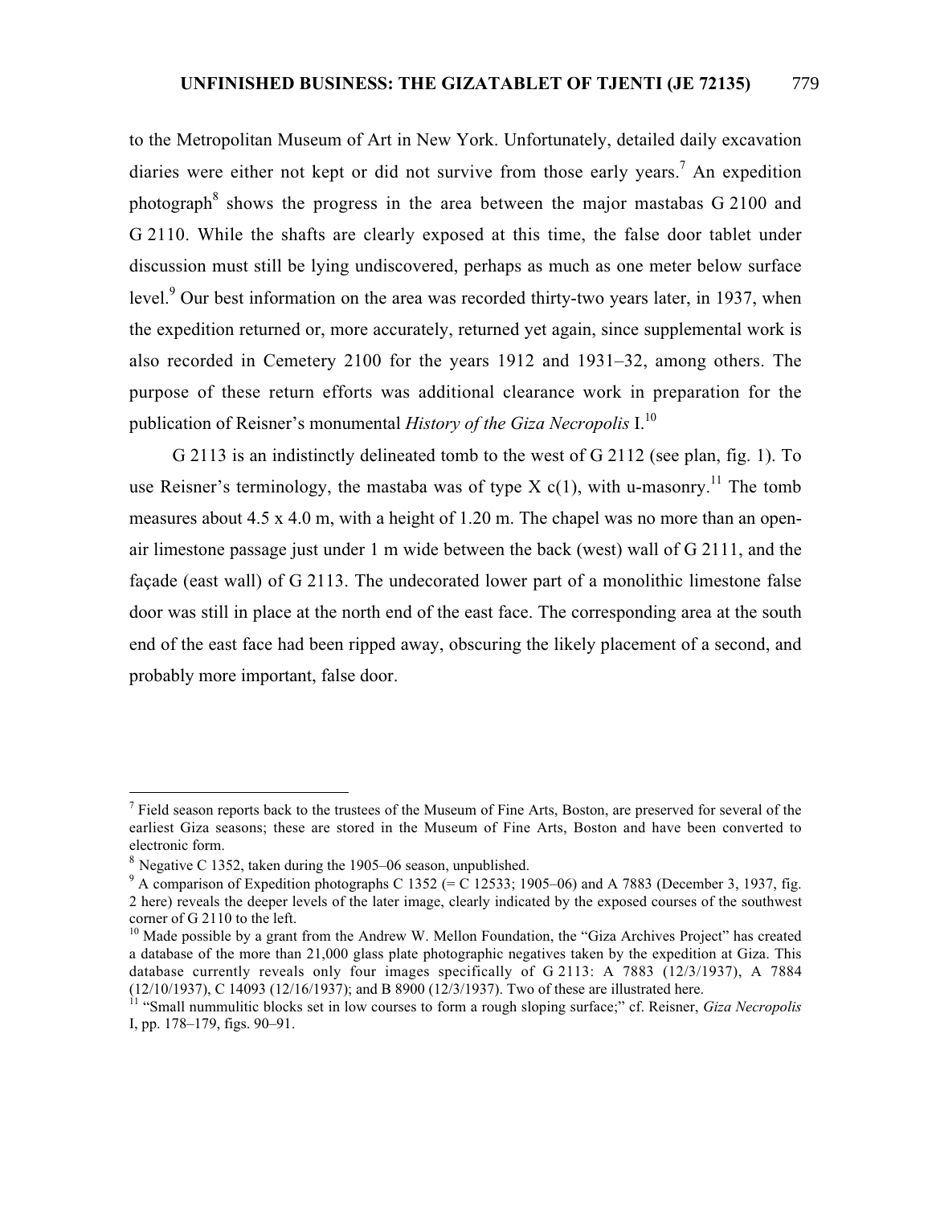to the Metropolitan Museum of Art in New York. Unfortunately, detailed daily excavation diaries were either not kept or did not survive from those early years.[7] An expedition photograph[8] shows the progress in the area between the major mastabas G 2100 and G 2110. While the shafts are clearly exposed at this time, the false door tablet under discussion must still be lying undiscovered, perhaps as much as one meter below surface level.[9] Our best information on the area was recorded thirty-two years later, in 1937, when the expedition returned or, more accurately, returned yet again, since supplemental work is also recorded in Cemetery 2100 for the years 1912 and 1931–32, among others. The purpose of these return efforts was additional clearance work in preparation for the publication of Reisner's monumental *History of the Giza Necropolis* I.[10]

G 2113 is an indistinctly delineated tomb to the west of G 2112 (see plan, fig. 1). To use Reisner's terminology, the mastaba was of type X c(1), with u-masonry.[11] The tomb measures about 4.5 x 4.0 m, with a height of 1.20 m. The chapel was no more than an open-air limestone passage just under 1 m wide between the back (west) wall of G 2111, and the façade (east wall) of G 2113. The undecorated lower part of a monolithic limestone false door was still in place at the north end of the east face. The corresponding area at the south end of the east face had been ripped away, obscuring the likely placement of a second, and probably more important, false door.

---

[7] Field season reports back to the trustees of the Museum of Fine Arts, Boston, are preserved for several of the earliest Giza seasons; these are stored in the Museum of Fine Arts, Boston and have been converted to electronic form.

[8] Negative C 1352, taken during the 1905–06 season, unpublished.

[9] A comparison of Expedition photographs C 1352 (= C 12533; 1905–06) and A 7883 (December 3, 1937, fig. 2 here) reveals the deeper levels of the later image, clearly indicated by the exposed courses of the southwest corner of G 2110 to the left.

[10] Made possible by a grant from the Andrew W. Mellon Foundation, the "Giza Archives Project" has created a database of the more than 21,000 glass plate photographic negatives taken by the expedition at Giza. This database currently reveals only four images specifically of G 2113: A 7883 (12/3/1937), A 7884 (12/10/1937), C 14093 (12/16/1937); and B 8900 (12/3/1937). Two of these are illustrated here.

[11] "Small nummulitic blocks set in low courses to form a rough sloping surface;" cf. Reisner, *Giza Necropolis* I, pp. 178–179, figs. 90–91.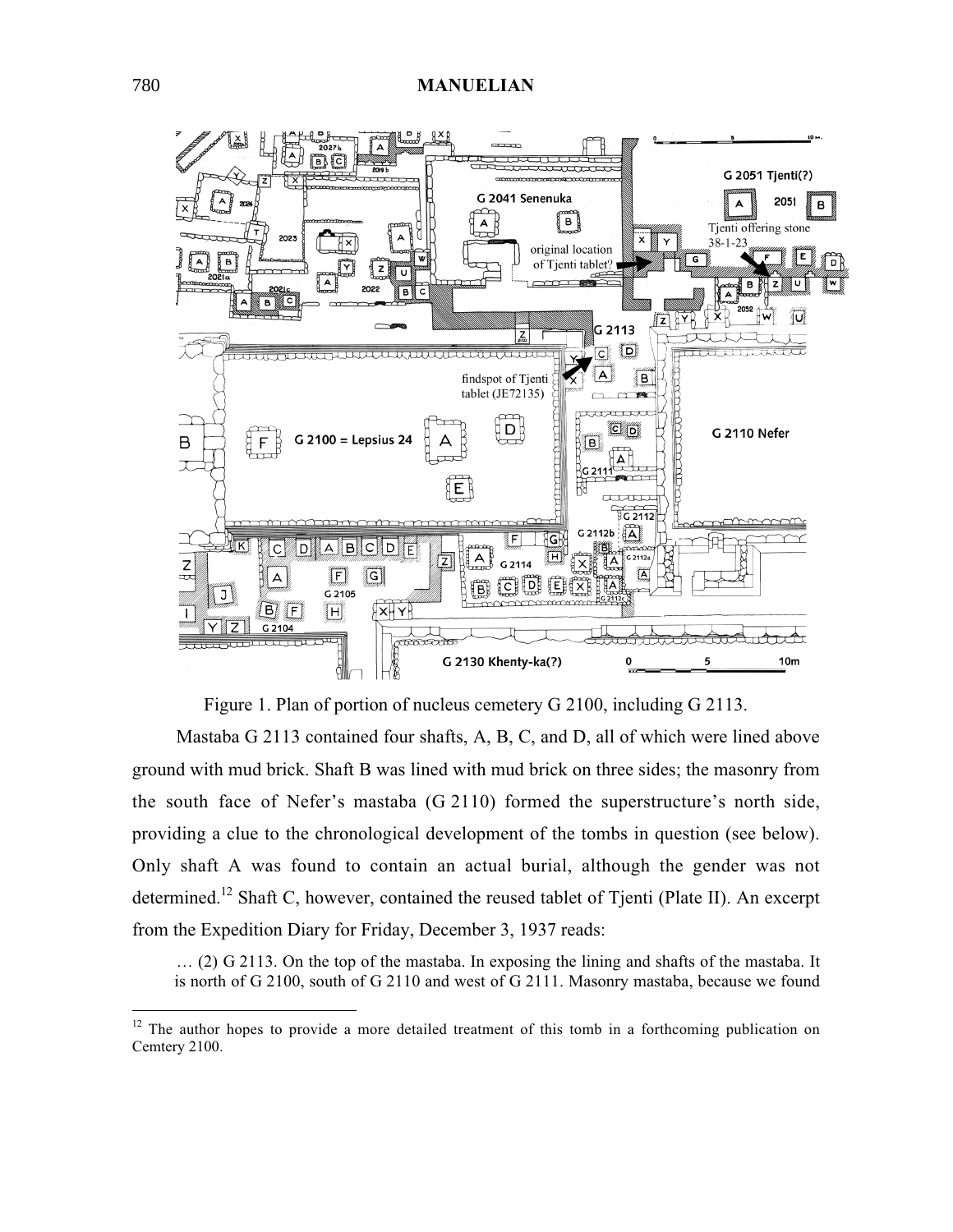Figure 1. Plan of portion of nucleus cemetery G 2100, including G 2113.

Mastaba G 2113 contained four shafts, A, B, C, and D, all of which were lined above ground with mud brick. Shaft B was lined with mud brick on three sides; the masonry from the south face of Nefer's mastaba (G 2110) formed the superstructure's north side, providing a clue to the chronological development of the tombs in question (see below). Only shaft A was found to contain an actual burial, although the gender was not determined.[12] Shaft C, however, contained the reused tablet of Tjenti (Plate II). An excerpt from the Expedition Diary for Friday, December 3, 1937 reads:

> … (2) G 2113. On the top of the mastaba. In exposing the lining and shafts of the mastaba. It is north of G 2100, south of G 2110 and west of G 2111. Masonry mastaba, because we found

[12] The author hopes to provide a more detailed treatment of this tomb in a forthcoming publication on Cemtery 2100.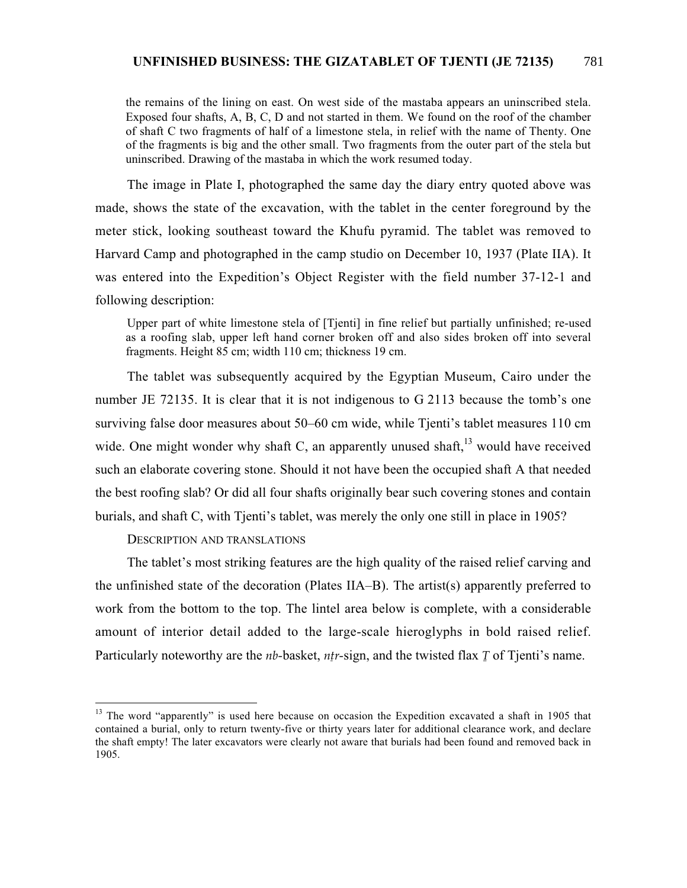> the remains of the lining on east. On west side of the mastaba appears an uninscribed stela. Exposed four shafts, A, B, C, D and not started in them. We found on the roof of the chamber of shaft C two fragments of half of a limestone stela, in relief with the name of Thenty. One of the fragments is big and the other small. Two fragments from the outer part of the stela but uninscribed. Drawing of the mastaba in which the work resumed today.

The image in Plate I, photographed the same day the diary entry quoted above was made, shows the state of the excavation, with the tablet in the center foreground by the meter stick, looking southeast toward the Khufu pyramid. The tablet was removed to Harvard Camp and photographed in the camp studio on December 10, 1937 (Plate IIA). It was entered into the Expedition's Object Register with the field number 37-12-1 and following description:

> Upper part of white limestone stela of [Tjenti] in fine relief but partially unfinished; re-used as a roofing slab, upper left hand corner broken off and also sides broken off into several fragments. Height 85 cm; width 110 cm; thickness 19 cm.

The tablet was subsequently acquired by the Egyptian Museum, Cairo under the number JE 72135. It is clear that it is not indigenous to G 2113 because the tomb's one surviving false door measures about 50–60 cm wide, while Tjenti's tablet measures 110 cm wide. One might wonder why shaft C, an apparently unused shaft,[13] would have received such an elaborate covering stone. Should it not have been the occupied shaft A that needed the best roofing slab? Or did all four shafts originally bear such covering stones and contain burials, and shaft C, with Tjenti's tablet, was merely the only one still in place in 1905?

### DESCRIPTION AND TRANSLATIONS

The tablet's most striking features are the high quality of the raised relief carving and the unfinished state of the decoration (Plates IIA–B). The artist(s) apparently preferred to work from the bottom to the top. The lintel area below is complete, with a considerable amount of interior detail added to the large-scale hieroglyphs in bold raised relief. Particularly noteworthy are the *nb*-basket, *nṯr*-sign, and the twisted flax *Ṯ* of Tjenti's name.

---

[13] The word "apparently" is used here because on occasion the Expedition excavated a shaft in 1905 that contained a burial, only to return twenty-five or thirty years later for additional clearance work, and declare the shaft empty! The later excavators were clearly not aware that burials had been found and removed back in 1905.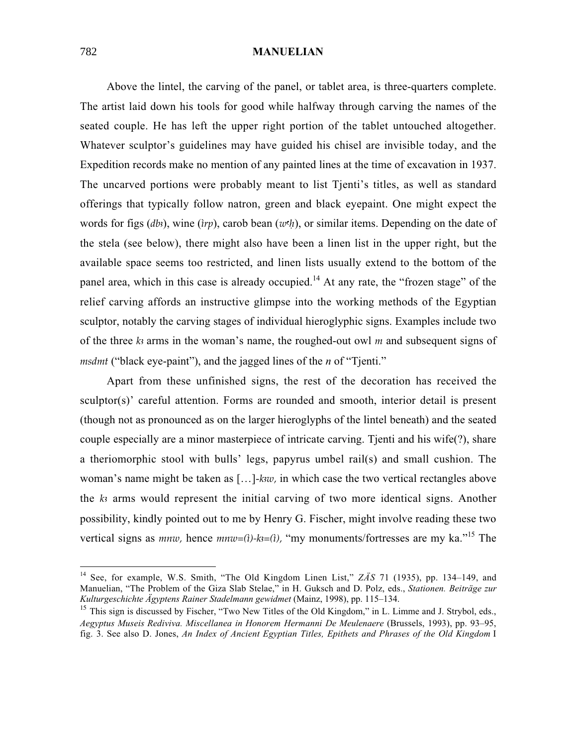Above the lintel, the carving of the panel, or tablet area, is three-quarters complete. The artist laid down his tools for good while halfway through carving the names of the seated couple. He has left the upper right portion of the tablet untouched altogether. Whatever sculptor's guidelines may have guided his chisel are invisible today, and the Expedition records make no mention of any painted lines at the time of excavation in 1937. The uncarved portions were probably meant to list Tjenti's titles, as well as standard offerings that typically follow natron, green and black eyepaint. One might expect the words for figs (*dbꜣ*), wine (*ỉrp*), carob bean (*wꜥḥ*), or similar items. Depending on the date of the stela (see below), there might also have been a linen list in the upper right, but the available space seems too restricted, and linen lists usually extend to the bottom of the panel area, which in this case is already occupied.[14] At any rate, the "frozen stage" of the relief carving affords an instructive glimpse into the working methods of the Egyptian sculptor, notably the carving stages of individual hieroglyphic signs. Examples include two of the three *kꜣ* arms in the woman's name, the roughed-out owl *m* and subsequent signs of *msdmt* ("black eye-paint"), and the jagged lines of the *n* of "Tjenti."

Apart from these unfinished signs, the rest of the decoration has received the sculptor(s)' careful attention. Forms are rounded and smooth, interior detail is present (though not as pronounced as on the larger hieroglyphs of the lintel beneath) and the seated couple especially are a minor masterpiece of intricate carving. Tjenti and his wife(?), share a theriomorphic stool with bulls' legs, papyrus umbel rail(s) and small cushion. The woman's name might be taken as […]-*kꜣw*, in which case the two vertical rectangles above the *kꜣ* arms would represent the initial carving of two more identical signs. Another possibility, kindly pointed out to me by Henry G. Fischer, might involve reading these two vertical signs as *mnw*, hence *mnw=(ỉ)-kꜣ=(ỉ)*, "my monuments/fortresses are my ka."[15] The

---

[14] See, for example, W.S. Smith, "The Old Kingdom Linen List," *ZÄS* 71 (1935), pp. 134–149, and Manuelian, "The Problem of the Giza Slab Stelae," in H. Guksch and D. Polz, eds., *Stationen. Beiträge zur Kulturgeschichte Ägyptens Rainer Stadelmann gewidmet* (Mainz, 1998), pp. 115–134.

[15] This sign is discussed by Fischer, "Two New Titles of the Old Kingdom," in L. Limme and J. Strybol, eds., *Aegyptus Museis Rediviva. Miscellanea in Honorem Hermanni De Meulenaere* (Brussels, 1993), pp. 93–95, fig. 3. See also D. Jones, *An Index of Ancient Egyptian Titles, Epithets and Phrases of the Old Kingdom* I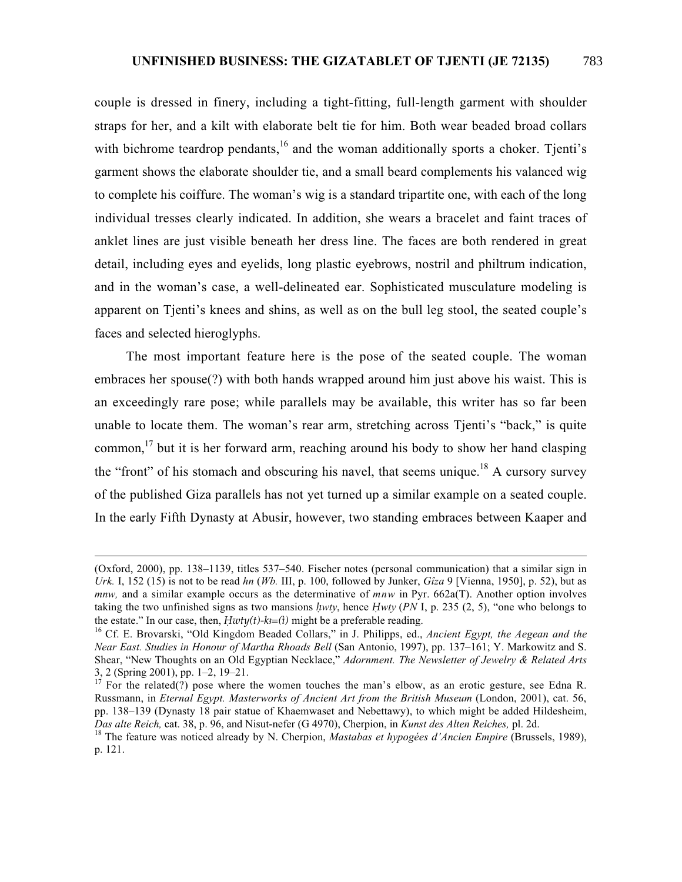couple is dressed in finery, including a tight-fitting, full-length garment with shoulder straps for her, and a kilt with elaborate belt tie for him. Both wear beaded broad collars with bichrome teardrop pendants,[16] and the woman additionally sports a choker. Tjenti's garment shows the elaborate shoulder tie, and a small beard complements his valanced wig to complete his coiffure. The woman's wig is a standard tripartite one, with each of the long individual tresses clearly indicated. In addition, she wears a bracelet and faint traces of anklet lines are just visible beneath her dress line. The faces are both rendered in great detail, including eyes and eyelids, long plastic eyebrows, nostril and philtrum indication, and in the woman's case, a well-delineated ear. Sophisticated musculature modeling is apparent on Tjenti's knees and shins, as well as on the bull leg stool, the seated couple's faces and selected hieroglyphs.

The most important feature here is the pose of the seated couple. The woman embraces her spouse(?) with both hands wrapped around him just above his waist. This is an exceedingly rare pose; while parallels may be available, this writer has so far been unable to locate them. The woman's rear arm, stretching across Tjenti's "back," is quite common,[17] but it is her forward arm, reaching around his body to show her hand clasping the "front" of his stomach and obscuring his navel, that seems unique.[18] A cursory survey of the published Giza parallels has not yet turned up a similar example on a seated couple. In the early Fifth Dynasty at Abusir, however, two standing embraces between Kaaper and

---

(Oxford, 2000), pp. 138–1139, titles 537–540. Fischer notes (personal communication) that a similar sign in *Urk.* I, 152 (15) is not to be read *hn* (*Wb.* III, p. 100, followed by Junker, *Gîza* 9 [Vienna, 1950], p. 52), but as *mnw,* and a similar example occurs as the determinative of *mnw* in Pyr. 662a(T). Another option involves taking the two unfinished signs as two mansions *ḥwty*, hence *Ḥwty* (*PN* I, p. 235 (2, 5), "one who belongs to the estate." In our case, then, *Ḥwty(t)-kꜣ=(i)* might be a preferable reading.

[16] Cf. E. Brovarski, "Old Kingdom Beaded Collars," in J. Philipps, ed., *Ancient Egypt, the Aegean and the Near East. Studies in Honour of Martha Rhoads Bell* (San Antonio, 1997), pp. 137–161; Y. Markowitz and S. Shear, "New Thoughts on an Old Egyptian Necklace," *Adornment. The Newsletter of Jewelry & Related Arts* 3, 2 (Spring 2001), pp. 1–2, 19–21.

[17] For the related(?) pose where the women touches the man's elbow, as an erotic gesture, see Edna R. Russmann, in *Eternal Egypt. Masterworks of Ancient Art from the British Museum* (London, 2001), cat. 56, pp. 138–139 (Dynasty 18 pair statue of Khaemwaset and Nebettawy), to which might be added Hildesheim, *Das alte Reich,* cat. 38, p. 96, and Nisut-nefer (G 4970), Cherpion, in *Kunst des Alten Reiches,* pl. 2d.

[18] The feature was noticed already by N. Cherpion, *Mastabas et hypogées d'Ancien Empire* (Brussels, 1989), p. 121.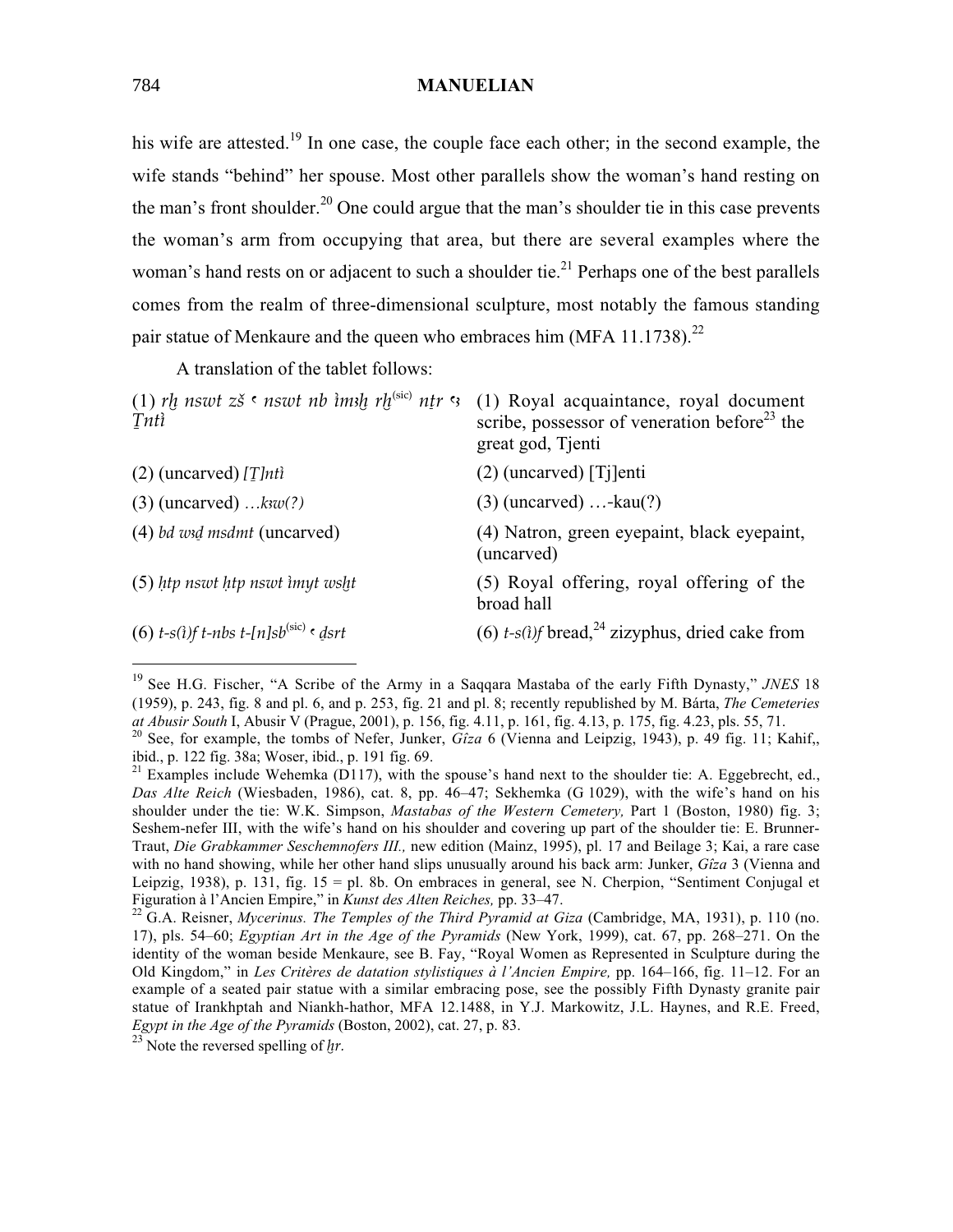his wife are attested.[19] In one case, the couple face each other; in the second example, the wife stands "behind" her spouse. Most other parallels show the woman's hand resting on the man's front shoulder.[20] One could argue that the man's shoulder tie in this case prevents the woman's arm from occupying that area, but there are several examples where the woman's hand rests on or adjacent to such a shoulder tie.[21] Perhaps one of the best parallels comes from the realm of three-dimensional sculpture, most notably the famous standing pair statue of Menkaure and the queen who embraces him (MFA 11.1738).[22]

A translation of the tablet follows:

| | |
|---|---|
| (1) *rḫ nswt zš ꜥ nswt nb ỉmꜣḫ rḫ*(sic) *nṯr ꜥꜣ Ṯntỉ* | (1) Royal acquaintance, royal document scribe, possessor of veneration before[23] the great god, Tjenti |
| (2) (uncarved) *[Ṯ]ntỉ* | (2) (uncarved) [Tj]enti |
| (3) (uncarved) *…kꜣw(?)* | (3) (uncarved) …-kau(?) |
| (4) *bd wꜣḏ msdmt* (uncarved) | (4) Natron, green eyepaint, black eyepaint, (uncarved) |
| (5) *ḥtp nswt ḥtp nswt ỉmyt wsḫt* | (5) Royal offering, royal offering of the broad hall |
| (6) *t-s(ỉ)f t-nbs t-[n]sb*(sic) *ꜥ ḏsrt* | (6) *t-s(ỉ)f* bread,[24] zizyphus, dried cake from |

---

[19] See H.G. Fischer, "A Scribe of the Army in a Saqqara Mastaba of the early Fifth Dynasty," *JNES* 18 (1959), p. 243, fig. 8 and pl. 6, and p. 253, fig. 21 and pl. 8; recently republished by M. Bárta, *The Cemeteries at Abusir South* I, Abusir V (Prague, 2001), p. 156, fig. 4.11, p. 161, fig. 4.13, p. 175, fig. 4.23, pls. 55, 71.

[20] See, for example, the tombs of Nefer, Junker, *Gîza* 6 (Vienna and Leipzig, 1943), p. 49 fig. 11; Kahif,, ibid., p. 122 fig. 38a; Woser, ibid., p. 191 fig. 69.

[21] Examples include Wehemka (D117), with the spouse's hand next to the shoulder tie: A. Eggebrecht, ed., *Das Alte Reich* (Wiesbaden, 1986), cat. 8, pp. 46–47; Sekhemka (G 1029), with the wife's hand on his shoulder under the tie: W.K. Simpson, *Mastabas of the Western Cemetery,* Part 1 (Boston, 1980) fig. 3; Seshem-nefer III, with the wife's hand on his shoulder and covering up part of the shoulder tie: E. Brunner-Traut, *Die Grabkammer Seschemnofers III.,* new edition (Mainz, 1995), pl. 17 and Beilage 3; Kai, a rare case with no hand showing, while her other hand slips unusually around his back arm: Junker, *Gîza* 3 (Vienna and Leipzig, 1938), p. 131, fig. 15 = pl. 8b. On embraces in general, see N. Cherpion, "Sentiment Conjugal et Figuration à l'Ancien Empire," in *Kunst des Alten Reiches,* pp. 33–47.

[22] G.A. Reisner, *Mycerinus. The Temples of the Third Pyramid at Giza* (Cambridge, MA, 1931), p. 110 (no. 17), pls. 54–60; *Egyptian Art in the Age of the Pyramids* (New York, 1999), cat. 67, pp. 268–271. On the identity of the woman beside Menkaure, see B. Fay, "Royal Women as Represented in Sculpture during the Old Kingdom," in *Les Critères de datation stylistiques à l'Ancien Empire,* pp. 164–166, fig. 11–12. For an example of a seated pair statue with a similar embracing pose, see the possibly Fifth Dynasty granite pair statue of Irankhptah and Niankh-hathor, MFA 12.1488, in Y.J. Markowitz, J.L. Haynes, and R.E. Freed, *Egypt in the Age of the Pyramids* (Boston, 2002), cat. 27, p. 83.

[23] Note the reversed spelling of *ḫr*.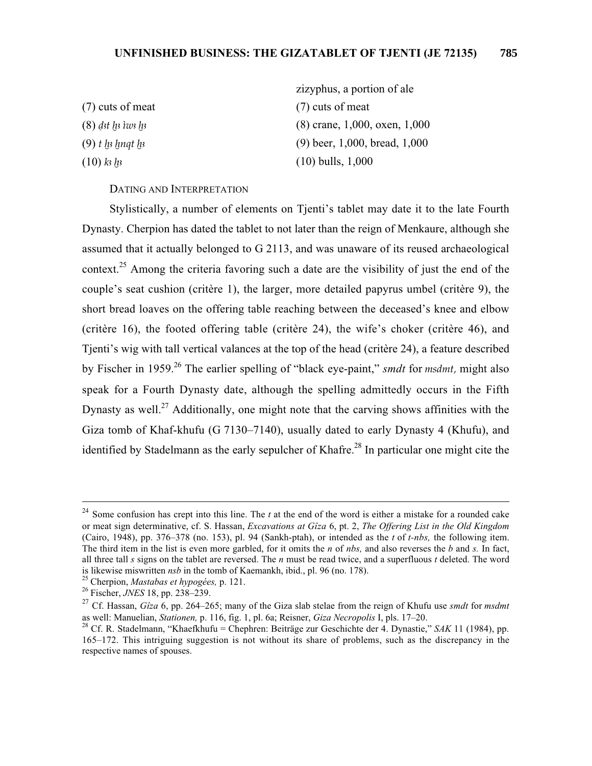| | zizyphus, a portion of ale |
|---|---|
| (7) cuts of meat | (7) cuts of meat |
| (8) *ḏꜣt ḫꜣ ỉwꜣ ḫꜣ* | (8) crane, 1,000, oxen, 1,000 |
| (9) *t ḫꜣ ḥnqt ḫꜣ* | (9) beer, 1,000, bread, 1,000 |
| (10) *kꜣ ḫꜣ* | (10) bulls, 1,000 |

## DATING AND INTERPRETATION

Stylistically, a number of elements on Tjenti's tablet may date it to the late Fourth Dynasty. Cherpion has dated the tablet to not later than the reign of Menkaure, although she assumed that it actually belonged to G 2113, and was unaware of its reused archaeological context.[25] Among the criteria favoring such a date are the visibility of just the end of the couple's seat cushion (critère 1), the larger, more detailed papyrus umbel (critère 9), the short bread loaves on the offering table reaching between the deceased's knee and elbow (critère 16), the footed offering table (critère 24), the wife's choker (critère 46), and Tjenti's wig with tall vertical valances at the top of the head (critère 24), a feature described by Fischer in 1959.[26] The earlier spelling of "black eye-paint," *smdt* for *msdmt,* might also speak for a Fourth Dynasty date, although the spelling admittedly occurs in the Fifth Dynasty as well.[27] Additionally, one might note that the carving shows affinities with the Giza tomb of Khaf-khufu (G 7130–7140), usually dated to early Dynasty 4 (Khufu), and identified by Stadelmann as the early sepulcher of Khafre.[28] In particular one might cite the

---

[24] Some confusion has crept into this line. The *t* at the end of the word is either a mistake for a rounded cake or meat sign determinative, cf. S. Hassan, *Excavations at Gîza* 6, pt. 2, *The Offering List in the Old Kingdom* (Cairo, 1948), pp. 376–378 (no. 153), pl. 94 (Sankh-ptah), or intended as the *t* of *t-nbs,* the following item. The third item in the list is even more garbled, for it omits the *n* of *nbs,* and also reverses the *b* and *s.* In fact, all three tall *s* signs on the tablet are reversed. The *n* must be read twice, and a superfluous *t* deleted. The word is likewise miswritten *nsb* in the tomb of Kaemankh, ibid., pl. 96 (no. 178).

[25] Cherpion, *Mastabas et hypogées,* p. 121.

[26] Fischer, *JNES* 18, pp. 238–239.

[27] Cf. Hassan, *Gîza* 6, pp. 264–265; many of the Giza slab stelae from the reign of Khufu use *smdt* for *msdmt* as well: Manuelian, *Stationen,* p. 116, fig. 1, pl. 6a; Reisner, *Giza Necropolis* I, pls. 17–20.

[28] Cf. R. Stadelmann, "Khaefkhufu = Chephren: Beiträge zur Geschichte der 4. Dynastie," *SAK* 11 (1984), pp. 165–172. This intriguing suggestion is not without its share of problems, such as the discrepancy in the respective names of spouses.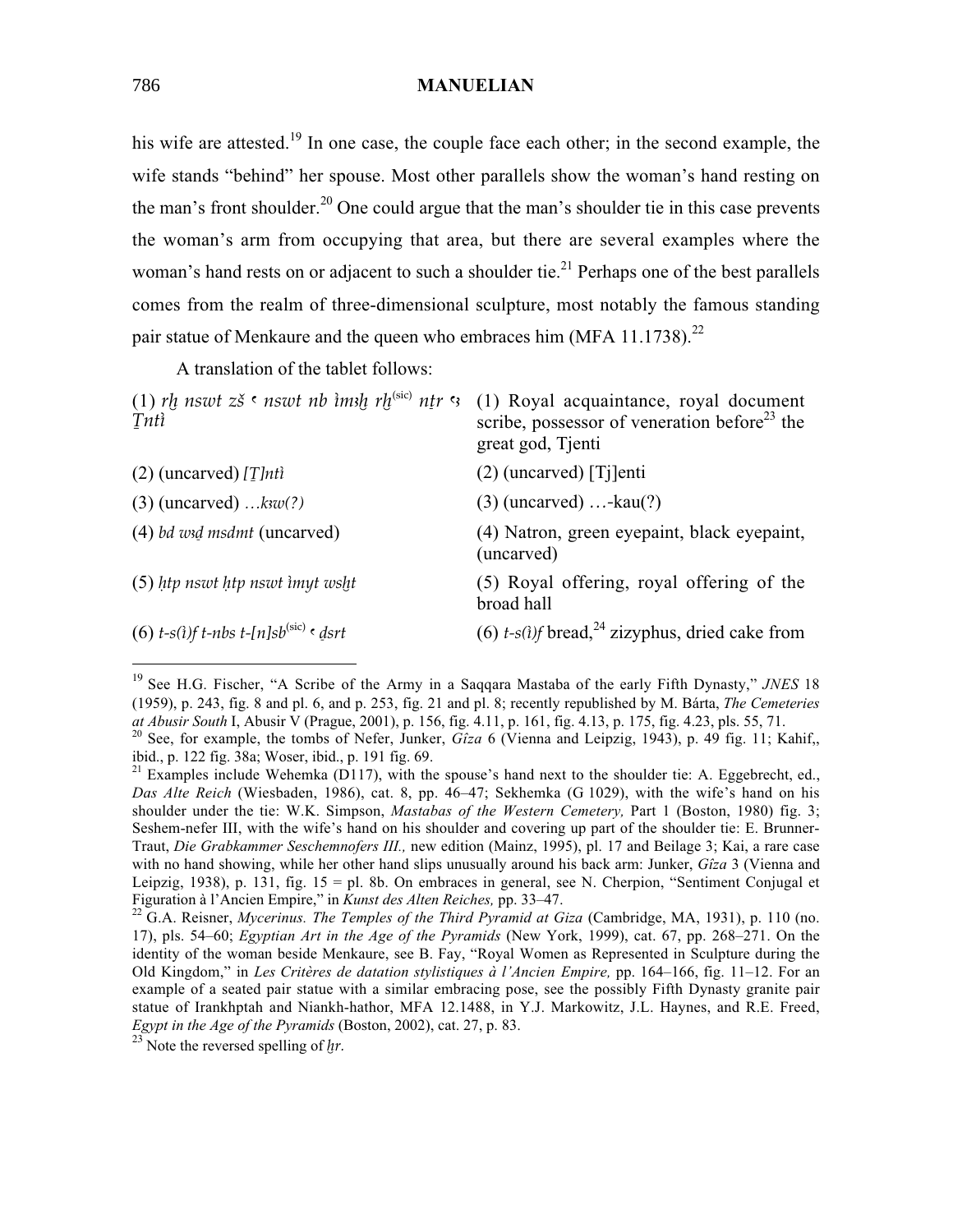his wife are attested.[19] In one case, the couple face each other; in the second example, the wife stands "behind" her spouse. Most other parallels show the woman's hand resting on the man's front shoulder.[20] One could argue that the man's shoulder tie in this case prevents the woman's arm from occupying that area, but there are several examples where the woman's hand rests on or adjacent to such a shoulder tie.[21] Perhaps one of the best parallels comes from the realm of three-dimensional sculpture, most notably the famous standing pair statue of Menkaure and the queen who embraces him (MFA 11.1738).[22]

A translation of the tablet follows:

| | |
|---|---|
| (1) *rḫ nswt zš ꜥ nswt nb ỉmꜣḫ rḫ*(sic) *nṯr ꜥꜣ Ṯntỉ* | (1) Royal acquaintance, royal document scribe, possessor of veneration before[23] the great god, Tjenti |
| (2) (uncarved) *[Ṯ]ntỉ* | (2) (uncarved) [Tj]enti |
| (3) (uncarved) *…kꜣw(?)* | (3) (uncarved) …-kau(?) |
| (4) *bd wꜣḏ msdmt* (uncarved) | (4) Natron, green eyepaint, black eyepaint, (uncarved) |
| (5) *ḥtp nswt ḥtp nswt ỉmyt wsḫt* | (5) Royal offering, royal offering of the broad hall |
| (6) *t-s(ỉ)f t-nbs t-[n]sb*(sic) *ꜥ ḏsrt* | (6) *t-s(ỉ)f* bread,[24] zizyphus, dried cake from |

---

[19] See H.G. Fischer, "A Scribe of the Army in a Saqqara Mastaba of the early Fifth Dynasty," *JNES* 18 (1959), p. 243, fig. 8 and pl. 6, and p. 253, fig. 21 and pl. 8; recently republished by M. Bárta, *The Cemeteries at Abusir South* I, Abusir V (Prague, 2001), p. 156, fig. 4.11, p. 161, fig. 4.13, p. 175, fig. 4.23, pls. 55, 71.

[20] See, for example, the tombs of Nefer, Junker, *Gîza* 6 (Vienna and Leipzig, 1943), p. 49 fig. 11; Kahif,, ibid., p. 122 fig. 38a; Woser, ibid., p. 191 fig. 69.

[21] Examples include Wehemka (D117), with the spouse's hand next to the shoulder tie: A. Eggebrecht, ed., *Das Alte Reich* (Wiesbaden, 1986), cat. 8, pp. 46–47; Sekhemka (G 1029), with the wife's hand on his shoulder under the tie: W.K. Simpson, *Mastabas of the Western Cemetery,* Part 1 (Boston, 1980) fig. 3; Seshem-nefer III, with the wife's hand on his shoulder and covering up part of the shoulder tie: E. Brunner-Traut, *Die Grabkammer Seschemnofers III.,* new edition (Mainz, 1995), pl. 17 and Beilage 3; Kai, a rare case with no hand showing, while her other hand slips unusually around his back arm: Junker, *Gîza* 3 (Vienna and Leipzig, 1938), p. 131, fig. 15 = pl. 8b. On embraces in general, see N. Cherpion, "Sentiment Conjugal et Figuration à l'Ancien Empire," in *Kunst des Alten Reiches,* pp. 33–47.

[22] G.A. Reisner, *Mycerinus. The Temples of the Third Pyramid at Giza* (Cambridge, MA, 1931), p. 110 (no. 17), pls. 54–60; *Egyptian Art in the Age of the Pyramids* (New York, 1999), cat. 67, pp. 268–271. On the identity of the woman beside Menkaure, see B. Fay, "Royal Women as Represented in Sculpture during the Old Kingdom," in *Les Critères de datation stylistiques à l'Ancien Empire,* pp. 164–166, fig. 11–12. For an example of a seated pair statue with a similar embracing pose, see the possibly Fifth Dynasty granite pair statue of Irankhptah and Niankh-hathor, MFA 12.1488, in Y.J. Markowitz, J.L. Haynes, and R.E. Freed, *Egypt in the Age of the Pyramids* (Boston, 2002), cat. 27, p. 83.

[23] Note the reversed spelling of *ḫr*.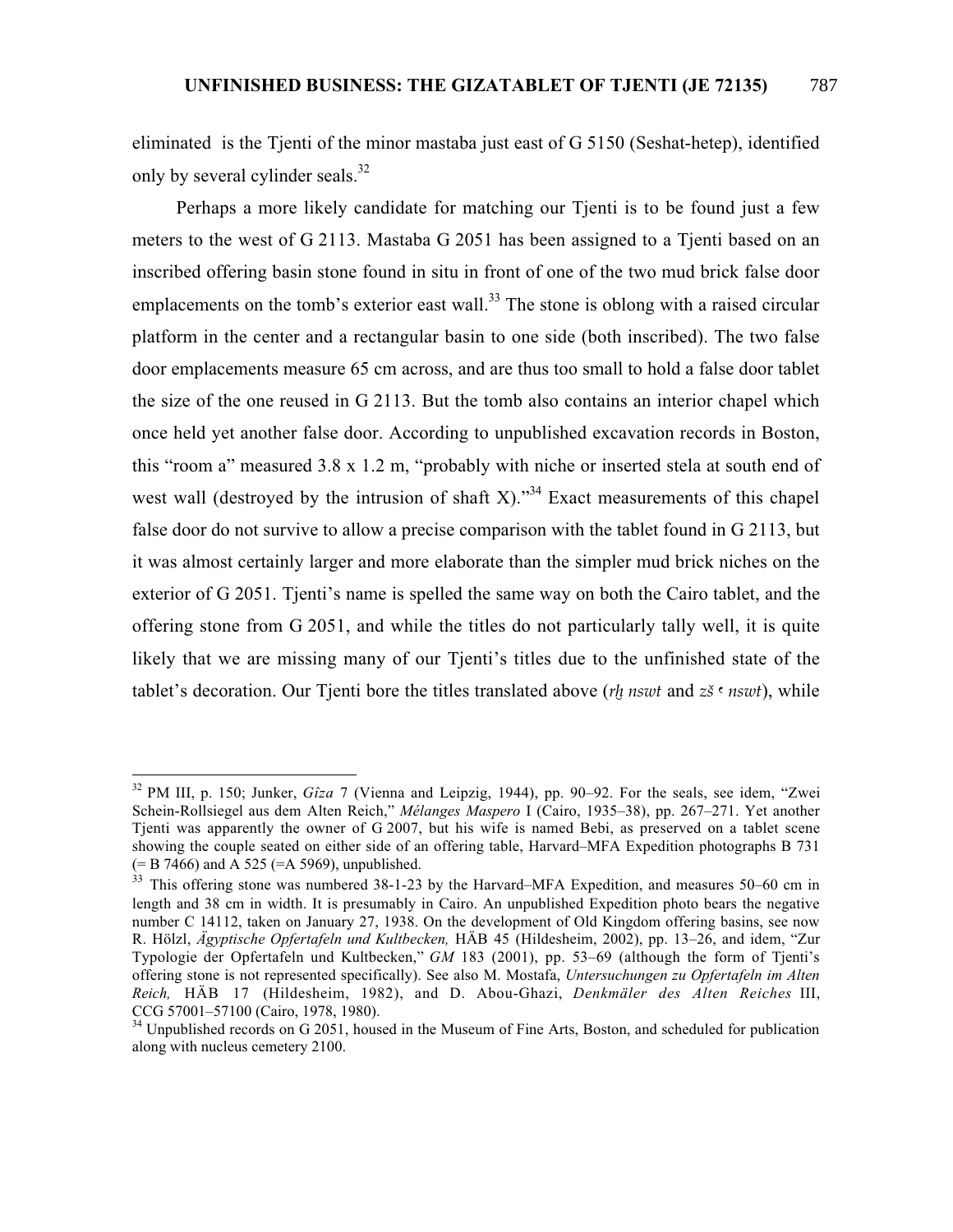eliminated is the Tjenti of the minor mastaba just east of G 5150 (Seshat-hetep), identified only by several cylinder seals.[32]

Perhaps a more likely candidate for matching our Tjenti is to be found just a few meters to the west of G 2113. Mastaba G 2051 has been assigned to a Tjenti based on an inscribed offering basin stone found in situ in front of one of the two mud brick false door emplacements on the tomb's exterior east wall.[33] The stone is oblong with a raised circular platform in the center and a rectangular basin to one side (both inscribed). The two false door emplacements measure 65 cm across, and are thus too small to hold a false door tablet the size of the one reused in G 2113. But the tomb also contains an interior chapel which once held yet another false door. According to unpublished excavation records in Boston, this "room a" measured 3.8 x 1.2 m, "probably with niche or inserted stela at south end of west wall (destroyed by the intrusion of shaft X)."[34] Exact measurements of this chapel false door do not survive to allow a precise comparison with the tablet found in G 2113, but it was almost certainly larger and more elaborate than the simpler mud brick niches on the exterior of G 2051. Tjenti's name is spelled the same way on both the Cairo tablet, and the offering stone from G 2051, and while the titles do not particularly tally well, it is quite likely that we are missing many of our Tjenti's titles due to the unfinished state of the tablet's decoration. Our Tjenti bore the titles translated above (*rḫ nswt* and *zš ʿ nswt*), while

---

[32] PM III, p. 150; Junker, *Gîza* 7 (Vienna and Leipzig, 1944), pp. 90–92. For the seals, see idem, "Zwei Schein-Rollsiegel aus dem Alten Reich," *Mélanges Maspero* I (Cairo, 1935–38), pp. 267–271. Yet another Tjenti was apparently the owner of G 2007, but his wife is named Bebi, as preserved on a tablet scene showing the couple seated on either side of an offering table, Harvard–MFA Expedition photographs B 731 (= B 7466) and A 525 (=A 5969), unpublished.

[33] This offering stone was numbered 38-1-23 by the Harvard–MFA Expedition, and measures 50–60 cm in length and 38 cm in width. It is presumably in Cairo. An unpublished Expedition photo bears the negative number C 14112, taken on January 27, 1938. On the development of Old Kingdom offering basins, see now R. Hölzl, *Ägyptische Opfertafeln und Kultbecken,* HÄB 45 (Hildesheim, 2002), pp. 13–26, and idem, "Zur Typologie der Opfertafeln und Kultbecken," *GM* 183 (2001), pp. 53–69 (although the form of Tjenti's offering stone is not represented specifically). See also M. Mostafa, *Untersuchungen zu Opfertafeln im Alten Reich,* HÄB 17 (Hildesheim, 1982), and D. Abou-Ghazi, *Denkmäler des Alten Reiches* III, CCG 57001–57100 (Cairo, 1978, 1980).

[34] Unpublished records on G 2051, housed in the Museum of Fine Arts, Boston, and scheduled for publication along with nucleus cemetery 2100.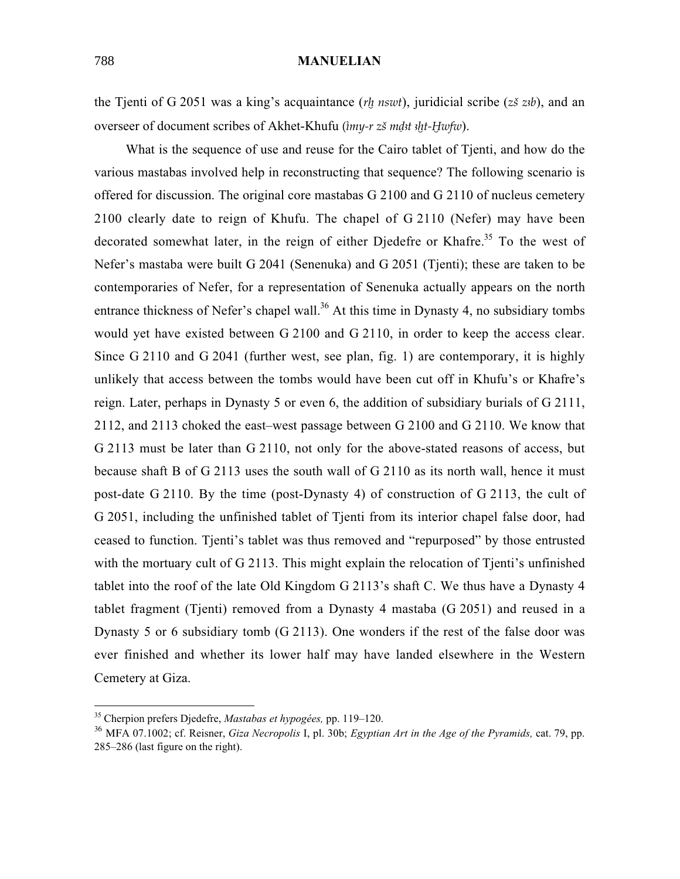the Tjenti of G 2051 was a king's acquaintance (*rḫ nswt*), juridicial scribe (*zš zꜣb*), and an overseer of document scribes of Akhet-Khufu (*ỉmy-r zš mḏꜣt ꜣḫt-Ḫwfw*).

What is the sequence of use and reuse for the Cairo tablet of Tjenti, and how do the various mastabas involved help in reconstructing that sequence? The following scenario is offered for discussion. The original core mastabas G 2100 and G 2110 of nucleus cemetery 2100 clearly date to reign of Khufu. The chapel of G 2110 (Nefer) may have been decorated somewhat later, in the reign of either Djedefre or Khafre.[35] To the west of Nefer's mastaba were built G 2041 (Senenuka) and G 2051 (Tjenti); these are taken to be contemporaries of Nefer, for a representation of Senenuka actually appears on the north entrance thickness of Nefer's chapel wall.[36] At this time in Dynasty 4, no subsidiary tombs would yet have existed between G 2100 and G 2110, in order to keep the access clear. Since G 2110 and G 2041 (further west, see plan, fig. 1) are contemporary, it is highly unlikely that access between the tombs would have been cut off in Khufu's or Khafre's reign. Later, perhaps in Dynasty 5 or even 6, the addition of subsidiary burials of G 2111, 2112, and 2113 choked the east–west passage between G 2100 and G 2110. We know that G 2113 must be later than G 2110, not only for the above-stated reasons of access, but because shaft B of G 2113 uses the south wall of G 2110 as its north wall, hence it must post-date G 2110. By the time (post-Dynasty 4) of construction of G 2113, the cult of G 2051, including the unfinished tablet of Tjenti from its interior chapel false door, had ceased to function. Tjenti's tablet was thus removed and "repurposed" by those entrusted with the mortuary cult of G 2113. This might explain the relocation of Tjenti's unfinished tablet into the roof of the late Old Kingdom G 2113's shaft C. We thus have a Dynasty 4 tablet fragment (Tjenti) removed from a Dynasty 4 mastaba (G 2051) and reused in a Dynasty 5 or 6 subsidiary tomb (G 2113). One wonders if the rest of the false door was ever finished and whether its lower half may have landed elsewhere in the Western Cemetery at Giza.

---

[35] Cherpion prefers Djedefre, *Mastabas et hypogées,* pp. 119–120.

[36] MFA 07.1002; cf. Reisner, *Giza Necropolis* I, pl. 30b; *Egyptian Art in the Age of the Pyramids,* cat. 79, pp. 285–286 (last figure on the right).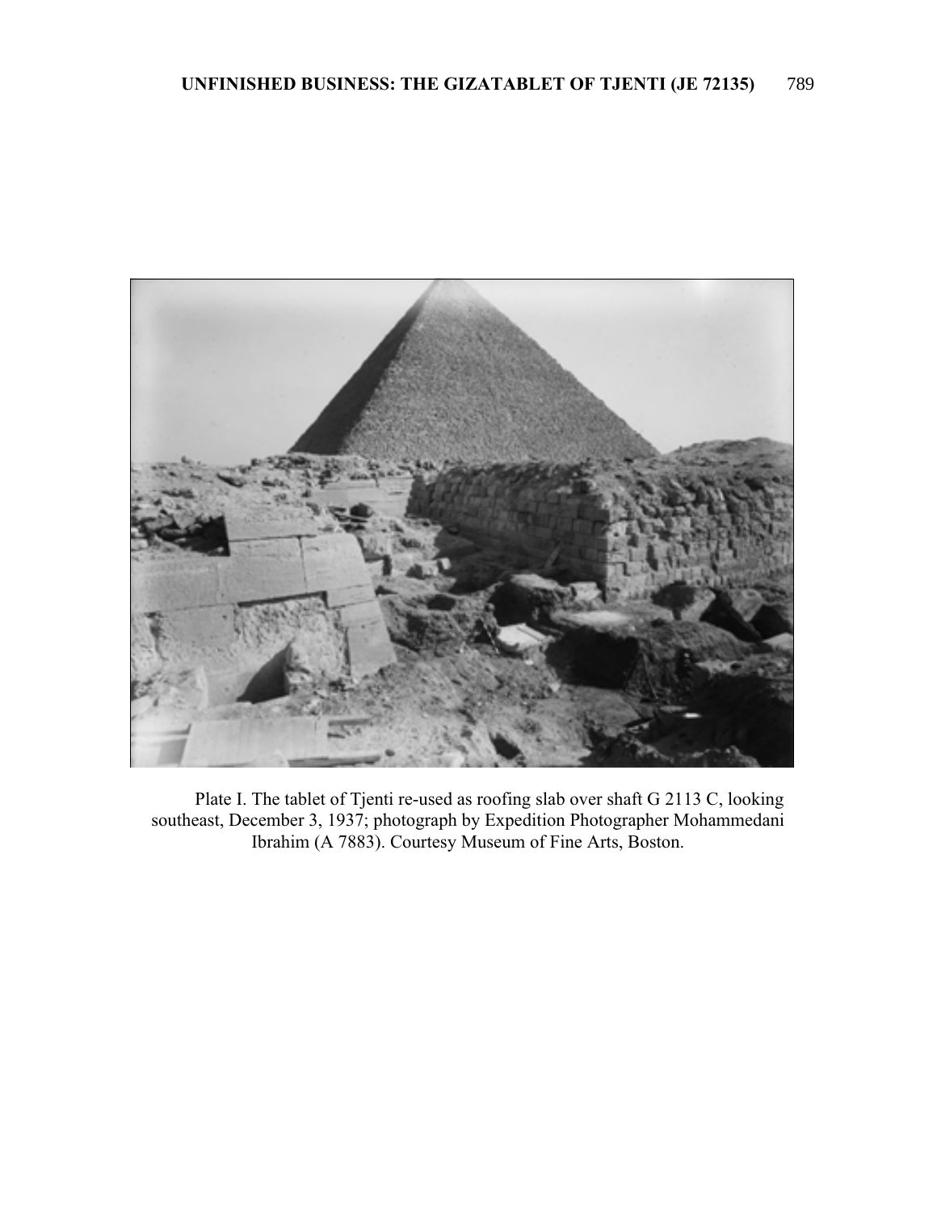Plate I. The tablet of Tjenti re-used as roofing slab over shaft G 2113 C, looking southeast, December 3, 1937; photograph by Expedition Photographer Mohammedani Ibrahim (A 7883). Courtesy Museum of Fine Arts, Boston.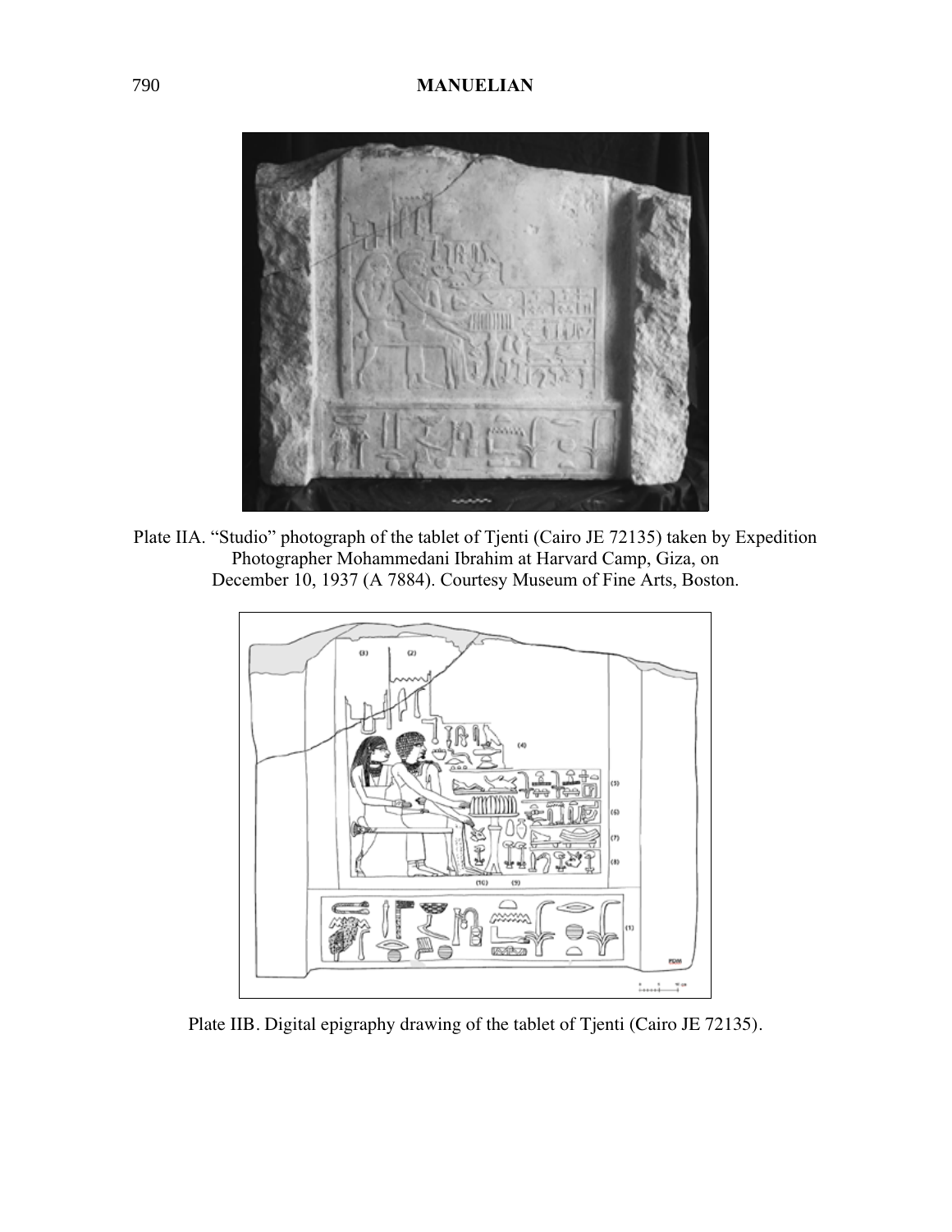Plate IIA. "Studio" photograph of the tablet of Tjenti (Cairo JE 72135) taken by Expedition Photographer Mohammedani Ibrahim at Harvard Camp, Giza, on December 10, 1937 (A 7884). Courtesy Museum of Fine Arts, Boston.

Plate IIB. Digital epigraphy drawing of the tablet of Tjenti (Cairo JE 72135).